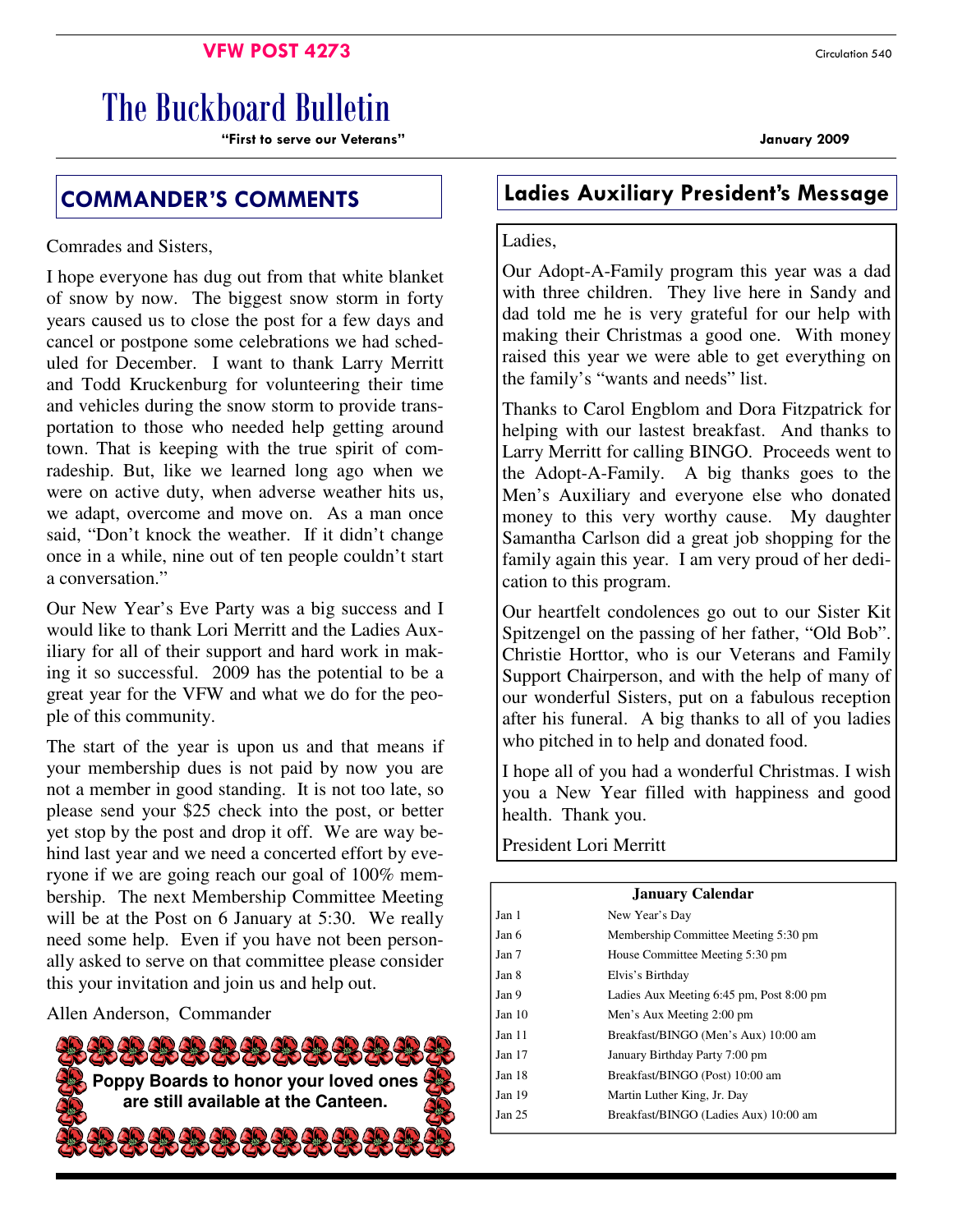VFW POST 4273

Circulation 540

# The Buckboard Bulletin

**"First to serve our Veterans"**

**January 2009**

## COMMANDER'S COMMENTS

Comrades and Sisters,

I hope everyone has dug out from that white blanket of snow by now. The biggest snow storm in forty years caused us to close the post for a few days and cancel or postpone some celebrations we had scheduled for December. I want to thank Larry Merritt and Todd Kruckenburg for volunteering their time and vehicles during the snow storm to provide transportation to those who needed help getting around town. That is keeping with the true spirit of comradeship. But, like we learned long ago when we were on active duty, when adverse weather hits us, we adapt, overcome and move on. As a man once said, "Don't knock the weather. If it didn't change once in a while, nine out of ten people couldn't start a conversation."

Our New Year's Eve Party was a big success and I would like to thank Lori Merritt and the Ladies Auxiliary for all of their support and hard work in making it so successful. 2009 has the potential to be a great year for the VFW and what we do for the people of this community.

The start of the year is upon us and that means if your membership dues is not paid by now you are not a member in good standing. It is not too late, so please send your $25 check into the post, or better yet stop by the post and drop it off. We are way behind last year and we need a concerted effort by everyone if we are going reach our goal of 100% membership. The next Membership Committee Meeting will be at the Post on 6 January at 5:30. We really need some help. Even if you have not been personally asked to serve on that committee please consider this your invitation and join us and help out.

Allen Anderson, Commander

**Poppy Boards to honor your loved ones are still available at the Canteen.**

## Ladies Auxiliary President's Message

Ladies,

Our Adopt-A-Family program this year was a dad with three children. They live here in Sandy and dad told me he is very grateful for our help with making their Christmas a good one. With money raised this year we were able to get everything on the family's "wants and needs" list.

Thanks to Carol Engblom and Dora Fitzpatrick for helping with our lastest breakfast. And thanks to Larry Merritt for calling BINGO. Proceeds went to the Adopt-A-Family. A big thanks goes to the Men's Auxiliary and everyone else who donated money to this very worthy cause. My daughter Samantha Carlson did a great job shopping for the family again this year. I am very proud of her dedication to this program.

Our heartfelt condolences go out to our Sister Kit Spitzengel on the passing of her father, "Old Bob". Christie Horttor, who is our Veterans and Family Support Chairperson, and with the help of many of our wonderful Sisters, put on a fabulous reception after his funeral. A big thanks to all of you ladies who pitched in to help and donated food.

I hope all of you had a wonderful Christmas. I wish you a New Year filled with happiness and good health. Thank you.

President Lori Merritt

**January Calendar**

| Date | Event |
|---|---|
| Jan 1 | New Year's Day |
| Jan 6 | Membership Committee Meeting 5:30 pm |
| Jan 7 | House Committee Meeting 5:30 pm |
| Jan 8 | Elvis's Birthday |
| Jan 9 | Ladies Aux Meeting 6:45 pm, Post 8:00 pm |
| Jan 10 | Men's Aux Meeting 2:00 pm |
| Jan 11 | Breakfast/BINGO (Men's Aux) 10:00 am |
| Jan 17 | January Birthday Party 7:00 pm |
| Jan 18 | Breakfast/BINGO (Post) 10:00 am |
| Jan 19 | Martin Luther King, Jr. Day |
| Jan 25 | Breakfast/BINGO (Ladies Aux) 10:00 am |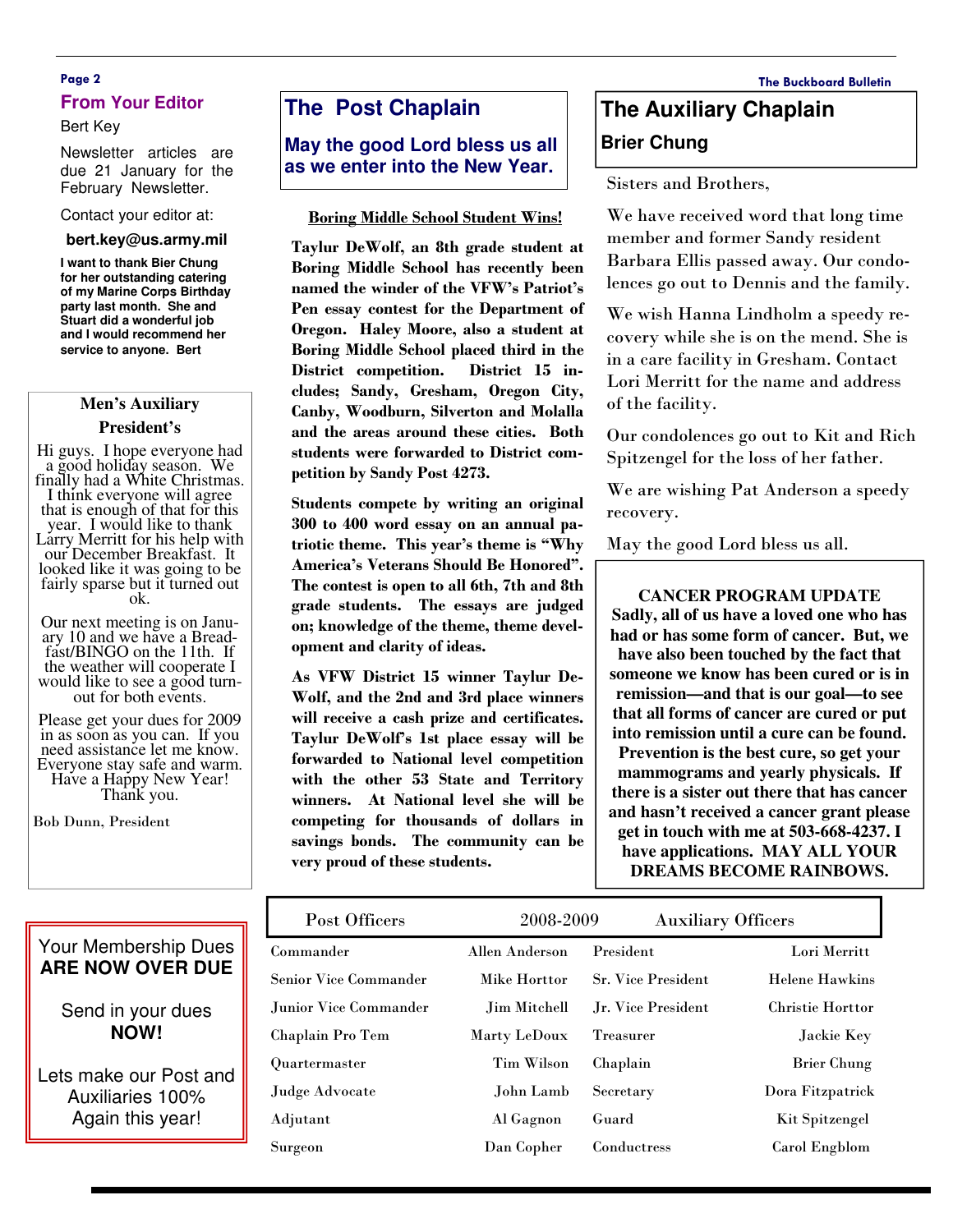## From Your Editor

Bert Key

Newsletter articles are due 21 January for the February Newsletter.

Contact your editor at:

**bert.key@us.army.mil**

**I want to thank Bier Chung for her outstanding catering of my Marine Corps Birthday party last month. She and Stuart did a wonderful job and I would recommend her service to anyone. Bert**

### Men's Auxiliary President's

Hi guys. I hope everyone had a good holiday season. We finally had a White Christmas. I think everyone will agree that is enough of that for this year. I would like to thank Larry Merritt for his help with our December Breakfast. It looked like it was going to be fairly sparse but it turned out ok.

Our next meeting is on January 10 and we have a Breakfast/BINGO on the 11th. If the weather will cooperate I would like to see a good turnout for both events.

Please get your dues for 2009 in as soon as you can. If you need assistance let me know. Everyone stay safe and warm. Have a Happy New Year! Thank you.

Bob Dunn, President

Your Membership Dues **ARE NOW OVER DUE**

Send in your dues **NOW!**

Lets make our Post and Auxiliaries 100% Again this year!

## The Post Chaplain

### May the good Lord bless us all as we enter into the New Year.

**Boring Middle School Student Wins!**

**Taylur DeWolf, an 8th grade student at Boring Middle School has recently been named the winder of the VFW's Patriot's Pen essay contest for the Department of Oregon. Haley Moore, also a student at Boring Middle School placed third in the District competition. District 15 includes; Sandy, Gresham, Oregon City, Canby, Woodburn, Silverton and Molalla and the areas around these cities. Both students were forwarded to District competition by Sandy Post 4273.**

**Students compete by writing an original 300 to 400 word essay on an annual patriotic theme. This year's theme is "Why America's Veterans Should Be Honored". The contest is open to all 6th, 7th and 8th grade students. The essays are judged on; knowledge of the theme, theme development and clarity of ideas.**

**As VFW District 15 winner Taylur DeWolf, and the 2nd and 3rd place winners will receive a cash prize and certificates. Taylur DeWolf's 1st place essay will be forwarded to National level competition with the other 53 State and Territory winners. At National level she will be competing for thousands of dollars in savings bonds. The community can be very proud of these students.**

## The Auxiliary Chaplain

### Brier Chung

Sisters and Brothers,

We have received word that long time member and former Sandy resident Barbara Ellis passed away. Our condolences go out to Dennis and the family.

We wish Hanna Lindholm a speedy recovery while she is on the mend. She is in a care facility in Gresham. Contact Lori Merritt for the name and address of the facility.

Our condolences go out to Kit and Rich Spitzengel for the loss of her father.

We are wishing Pat Anderson a speedy recovery.

May the good Lord bless us all.

**CANCER PROGRAM UPDATE**

**Sadly, all of us have a loved one who has had or has some form of cancer. But, we have also been touched by the fact that someone we know has been cured or is in remission—and that is our goal—to see that all forms of cancer are cured or put into remission until a cure can be found. Prevention is the best cure, so get your mammograms and yearly physicals. If there is a sister out there that has cancer and hasn't received a cancer grant please get in touch with me at 503-668-4237. I have applications. MAY ALL YOUR DREAMS BECOME RAINBOWS.**

| Post Officers | 2008-2009 | Auxiliary Officers | |
|---|---|---|---|
| Commander | Allen Anderson | President | Lori Merritt |
| Senior Vice Commander | Mike Horttor | Sr. Vice President | Helene Hawkins |
| Junior Vice Commander | Jim Mitchell | Jr. Vice President | Christie Horttor |
| Chaplain Pro Tem | Marty LeDoux | Treasurer | Jackie Key |
| Quartermaster | Tim Wilson | Chaplain | Brier Chung |
| Judge Advocate | John Lamb | Secretary | Dora Fitzpatrick |
| Adjutant | Al Gagnon | Guard | Kit Spitzengel |
| Surgeon | Dan Copher | Conductress | Carol Engblom |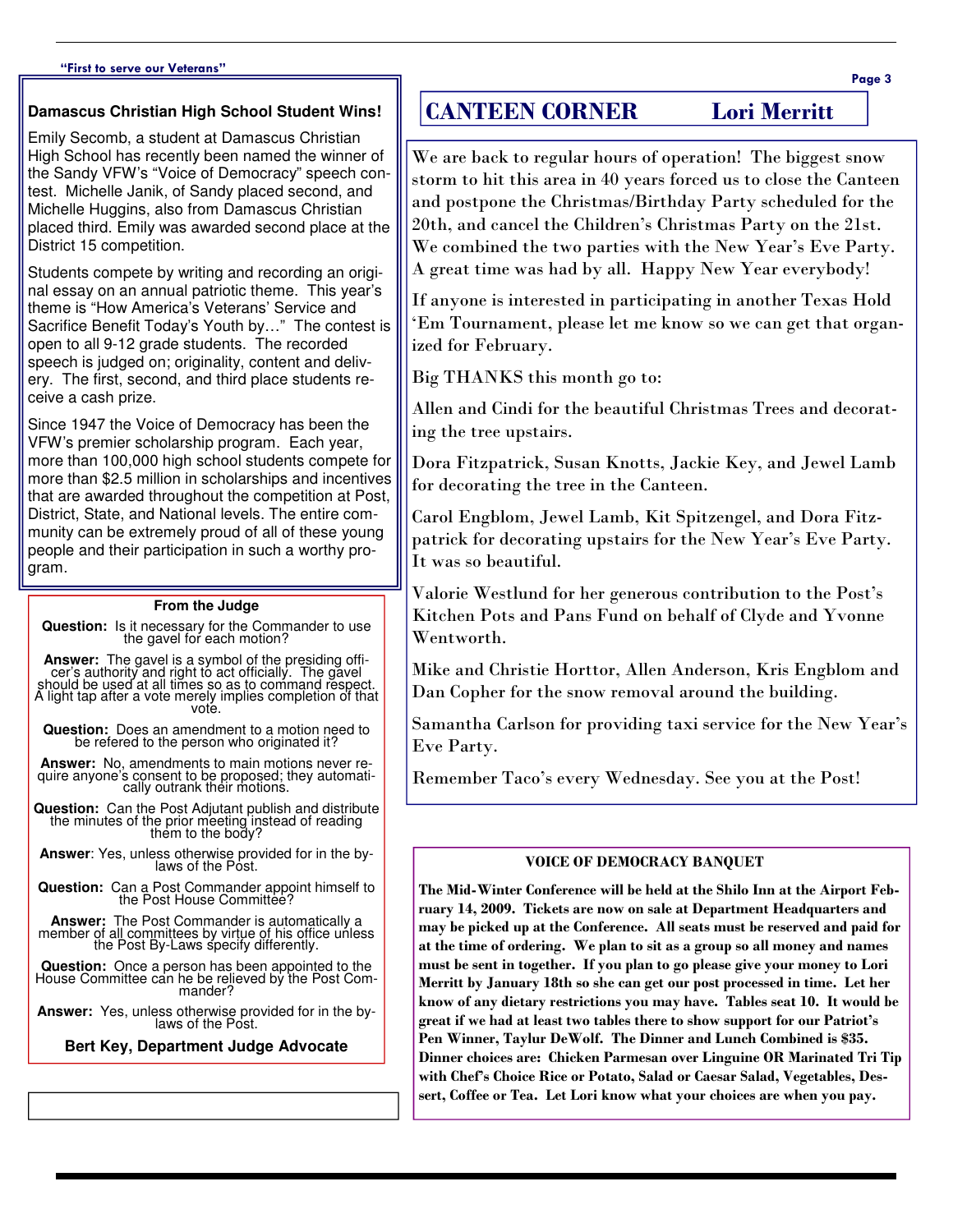## Damascus Christian High School Student Wins!

Emily Secomb, a student at Damascus Christian High School has recently been named the winner of the Sandy VFW's "Voice of Democracy" speech contest. Michelle Janik, of Sandy placed second, and Michelle Huggins, also from Damascus Christian placed third. Emily was awarded second place at the District 15 competition.

Students compete by writing and recording an original essay on an annual patriotic theme. This year's theme is "How America's Veterans' Service and Sacrifice Benefit Today's Youth by…" The contest is open to all 9-12 grade students. The recorded speech is judged on; originality, content and delivery. The first, second, and third place students receive a cash prize.

Since 1947 the Voice of Democracy has been the VFW's premier scholarship program. Each year, more than 100,000 high school students compete for more than $2.5 million in scholarships and incentives that are awarded throughout the competition at Post, District, State, and National levels. The entire community can be extremely proud of all of these young people and their participation in such a worthy program.

### From the Judge

**Question:** Is it necessary for the Commander to use the gavel for each motion?

**Answer:** The gavel is a symbol of the presiding officer's authority and right to act officially. The gavel should be used at all times so as to command respect. A light tap after a vote merely implies completion of that vote.

**Question:** Does an amendment to a motion need to be refered to the person who originated it?

**Answer:** No, amendments to main motions never require anyone's consent to be proposed; they automatically outrank their motions.

**Question:** Can the Post Adjutant publish and distribute the minutes of the prior meeting instead of reading them to the body?

**Answer**: Yes, unless otherwise provided for in the by-laws of the Post.

**Question:** Can a Post Commander appoint himself to the Post House Committee?

**Answer:** The Post Commander is automatically a member of all committees by virtue of his office unless the Post By-Laws specify differently.

**Question:** Once a person has been appointed to the House Committee can he be relieved by the Post Commander?

**Answer:** Yes, unless otherwise provided for in the by-laws of the Post.

**Bert Key, Department Judge Advocate**

## CANTEEN CORNER — Lori Merritt

We are back to regular hours of operation! The biggest snow storm to hit this area in 40 years forced us to close the Canteen and postpone the Christmas/Birthday Party scheduled for the 20th, and cancel the Children's Christmas Party on the 21st. We combined the two parties with the New Year's Eve Party. A great time was had by all. Happy New Year everybody!

If anyone is interested in participating in another Texas Hold 'Em Tournament, please let me know so we can get that organized for February.

Big THANKS this month go to:

Allen and Cindi for the beautiful Christmas Trees and decorating the tree upstairs.

Dora Fitzpatrick, Susan Knotts, Jackie Key, and Jewel Lamb for decorating the tree in the Canteen.

Carol Engblom, Jewel Lamb, Kit Spitzengel, and Dora Fitzpatrick for decorating upstairs for the New Year's Eve Party. It was so beautiful.

Valorie Westlund for her generous contribution to the Post's Kitchen Pots and Pans Fund on behalf of Clyde and Yvonne Wentworth.

Mike and Christie Horttor, Allen Anderson, Kris Engblom and Dan Copher for the snow removal around the building.

Samantha Carlson for providing taxi service for the New Year's Eve Party.

Remember Taco's every Wednesday. See you at the Post!

### VOICE OF DEMOCRACY BANQUET

**The Mid-Winter Conference will be held at the Shilo Inn at the Airport February 14, 2009. Tickets are now on sale at Department Headquarters and may be picked up at the Conference. All seats must be reserved and paid for at the time of ordering. We plan to sit as a group so all money and names must be sent in together. If you plan to go please give your money to Lori Merritt by January 18th so she can get our post processed in time. Let her know of any dietary restrictions you may have. Tables seat 10. It would be great if we had at least two tables there to show support for our Patriot's Pen Winner, Taylur DeWolf. The Dinner and Lunch Combined is $35. Dinner choices are: Chicken Parmesan over Linguine OR Marinated Tri Tip with Chef's Choice Rice or Potato, Salad or Caesar Salad, Vegetables, Dessert, Coffee or Tea. Let Lori know what your choices are when you pay.**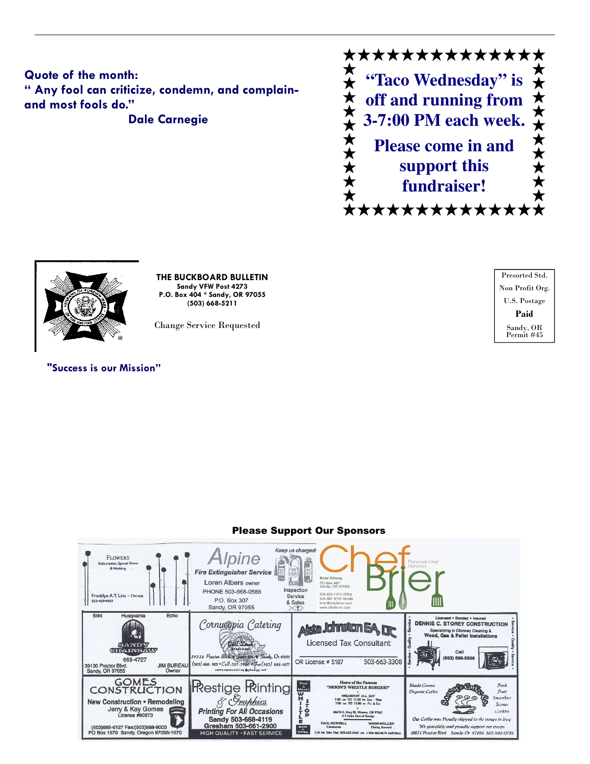**Quote of the month:**
**" Any fool can criticize, condemn, and complain- and most fools do."**
**Dale Carnegie**

**"Taco Wednesday" is off and running from 3-7:00 PM each week.**

**Please come in and support this fundraiser!**

**THE BUCKBOARD BULLETIN**
Sandy VFW Post 4273
P.O. Box 404 * Sandy, OR 97055
(503) 668-5211

Change Service Requested

Presorted Std.
Non Profit Org.
U.S. Postage
**Paid**
Sandy, OR
Permit #45

**"Success is our Mission"**

**Please Support Our Sponsors**

FLOWERS
Subscription, Special Events & Wedding
Freddye A.Y. Lins ~ Owner
503-459-9459

Alpine Fire Extinguisher Service
Keep us charged!
Loren Albers owner
PHONE 503-668-0588
P.O. Box 307
Sandy, OR 97055
Inspection Service & Sales

Chef Brier
Personal Chef Services
Brier Chung
PO Box 487
Sandy, OR 97055
503-622-1470-Office
503-887-9700-Mobile
brier@chefbrier.com
www.chefbrier.com

Stihl Husqvarna Echo
SANDY CHAINSAW
668-4727
39130 Proctor Blvd.
Sandy, OR 97055
JIM BUREAU Owner

Cornucopia Catering
Gail Zenk proprietor
39332 Proctor Blvd. Sandy, Or 97055
(503) 668-9171 • Cell: 307-7980 • Fax (503) 668-1077

Aleta Johnston EA, LLC
Licensed Tax Consultant
OR License # 5187
503-663-3308

Licensed • Bonded • Insured
DENNIS C. STOREY CONSTRUCTION
Specializing in Chimney Cleaning & Wood, Gas & Pellet Installations
Call (503) 695-5506
Service • Quality • Service

GOMES CONSTRUCTION
New Construction • Remodeling
Jerry & Kay Gomes
License #60873
(503)668-6127 Fax:(503)668-9003
PO Box 1570 Sandy, Oregon 97055-1570

Prestige Printing & Graphics
Printing For All Occasions
Sandy 503-668-4119
Gresham 503-661-2900
HIGH QUALITY • FAST SERVICE

Paul & Moon's WHISTLE STOP BAR & GRILL
Home of the Famous "MOON'S WHISTLE BURGER!"
BREAKFAST ALL DAY
7:00 AM TO 11:00 PM Sun - Thur.
7:00 AM TO 12:00 PM Fri & Sat.
66674 E. Hwy 26, Wemme, OR 97067
(13 miles East of Sandy)
PAUL MUNSELL Conductor
MOON MULLEN Dining Steward
Call for Take Out: 503-622-3440 OR 1-866-662-6674 (toll-free)

Sandy's Coffee Co.
Shade Grown Organic Coffee
Fresh Fruit Smoothies Scones Cookies
Our Coffee was Proudly shipped to the troops in Iraq
We gratefully and proudly support our troops
38871 Proctor Blvd Sandy, Or 97055 503/668/0785